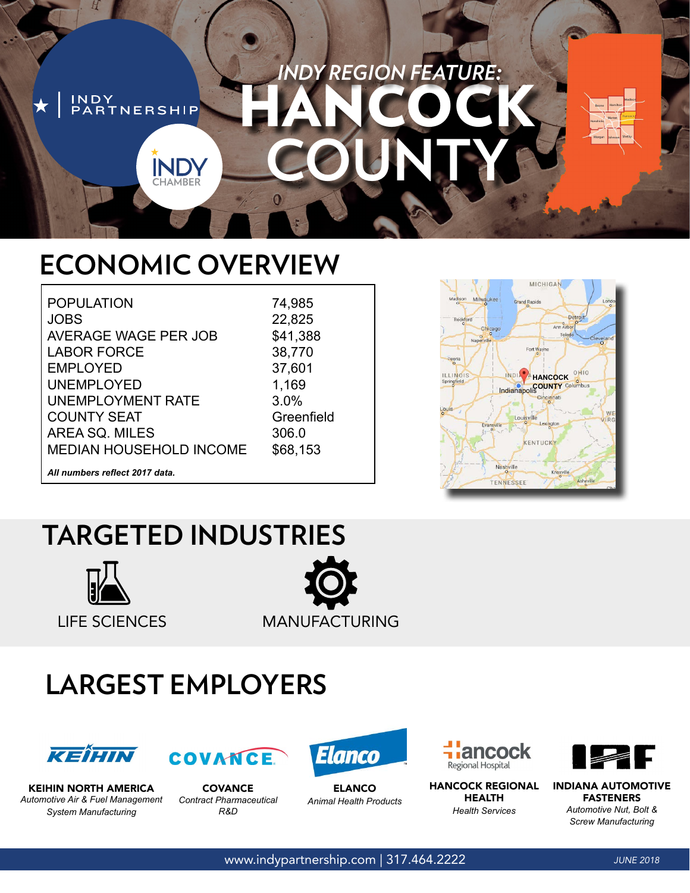INDY PARTNERSHIP

INDY CHAMBER

# *INDY REGION FEATURE:* HANCOCK COUNTY

## ECONOMIC OVERVIEW

| | |
|---|---|
| POPULATION | 74,985 |
| JOBS | 22,825 |
| AVERAGE WAGE PER JOB | $41,388 |
| LABOR FORCE | 38,770 |
| EMPLOYED | 37,601 |
| UNEMPLOYED | 1,169 |
| UNEMPLOYMENT RATE | 3.0% |
| COUNTY SEAT | Greenfield |
| AREA SQ. MILES | 306.0 |
| MEDIAN HOUSEHOLD INCOME | $68,153 |

***All numbers reflect 2017 data.***

## TARGETED INDUSTRIES

- LIFE SCIENCES
- MANUFACTURING

## LARGEST EMPLOYERS

**KEIHIN NORTH AMERICA**
*Automotive Air & Fuel Management System Manufacturing*

**COVANCE**
*Contract Pharmaceutical R&D*

**ELANCO**
*Animal Health Products*

**HANCOCK REGIONAL HEALTH**
*Health Services*

**INDIANA AUTOMOTIVE FASTENERS**
*Automotive Nut, Bolt & Screw Manufacturing*

www.indypartnership.com | 317.464.2222 *JUNE 2018*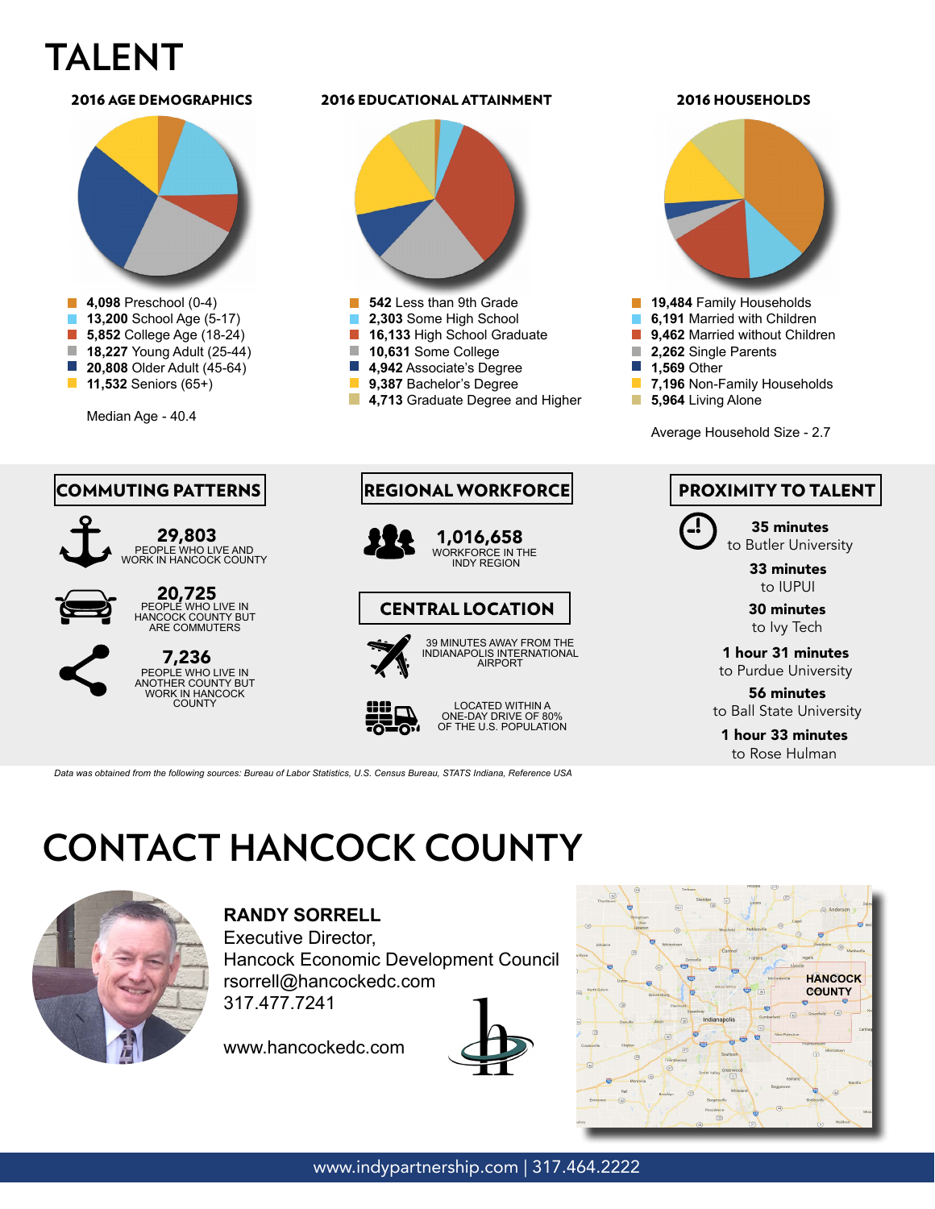# TALENT

### 2016 AGE DEMOGRAPHICS

- **4,098** Preschool (0-4)
- **13,200** School Age (5-17)
- **5,852** College Age (18-24)
- **18,227** Young Adult (25-44)
- **20,808** Older Adult (45-64)
- **11,532** Seniors (65+)

Median Age - 40.4

### 2016 EDUCATIONAL ATTAINMENT

- **542** Less than 9th Grade
- **2,303** Some High School
- **16,133** High School Graduate
- **10,631** Some College
- **4,942** Associate's Degree
- **9,387** Bachelor's Degree
- **4,713** Graduate Degree and Higher

### 2016 HOUSEHOLDS

- **19,484** Family Households
- **6,191** Married with Children
- **9,462** Married without Children
- **2,262** Single Parents
- **1,569** Other
- **7,196** Non-Family Households
- **5,964** Living Alone

Average Household Size - 2.7

## COMMUTING PATTERNS

**29,803**
PEOPLE WHO LIVE AND WORK IN HANCOCK COUNTY

**20,725**
PEOPLE WHO LIVE IN HANCOCK COUNTY BUT ARE COMMUTERS

**7,236**
PEOPLE WHO LIVE IN ANOTHER COUNTY BUT WORK IN HANCOCK COUNTY

## REGIONAL WORKFORCE

**1,016,658**
WORKFORCE IN THE INDY REGION

## CENTRAL LOCATION

39 MINUTES AWAY FROM THE INDIANAPOLIS INTERNATIONAL AIRPORT

LOCATED WITHIN A ONE-DAY DRIVE OF 80% OF THE U.S. POPULATION

## PROXIMITY TO TALENT

**35 minutes**
to Butler University

**33 minutes**
to IUPUI

**30 minutes**
to Ivy Tech

**1 hour 31 minutes**
to Purdue University

**56 minutes**
to Ball State University

**1 hour 33 minutes**
to Rose Hulman

*Data was obtained from the following sources: Bureau of Labor Statistics, U.S. Census Bureau, STATS Indiana, Reference USA*

# CONTACT HANCOCK COUNTY

**RANDY SORRELL**
Executive Director,
Hancock Economic Development Council
rsorrell@hancockedc.com
317.477.7241

www.hancockedc.com

HANCOCK COUNTY

www.indypartnership.com | 317.464.2222